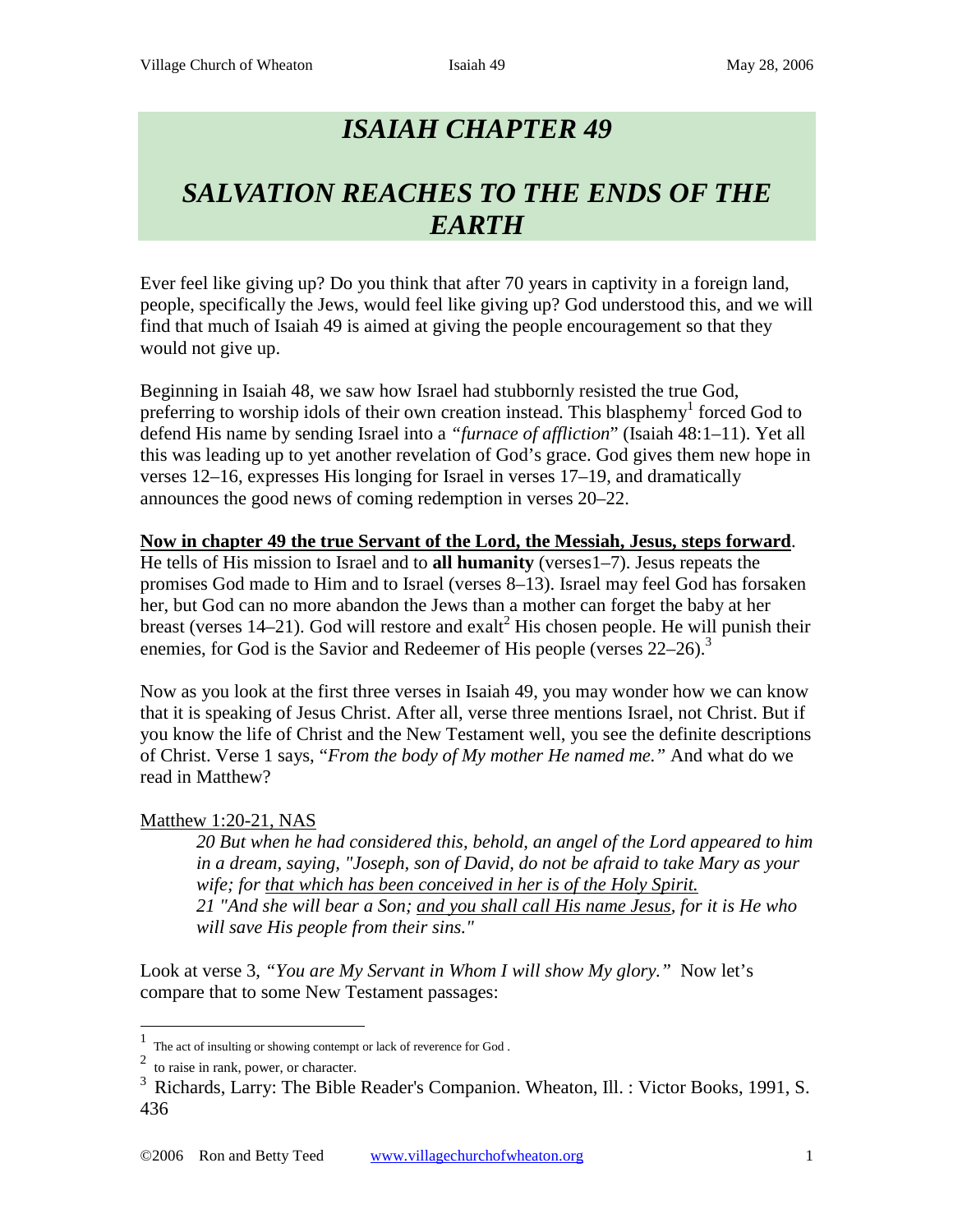# ISAIAH CHAPTER 49

# SALVATION REACHES TO THE ENDS OF THE EARTH

Ever feel like giving up? Do you think that after 70 years in captivity in a foreign land, people, specifically the Jews, would feel like giving up? God understood this, and we will find that much of Isaiah 49 is aimed at giving the people encouragement so that they would not give up.

Beginning in Isaiah 48, we saw how Israel had stubbornly resisted the true God, preferring to worship idols of their own creation instead. This blasphemy[1] forced God to defend His name by sending Israel into a *"furnace of affliction*" (Isaiah 48:1–11). Yet all this was leading up to yet another revelation of God's grace. God gives them new hope in verses 12–16, expresses His longing for Israel in verses 17–19, and dramatically announces the good news of coming redemption in verses 20–22.

<u>**Now in chapter 49 the true Servant of the Lord, the Messiah, Jesus, steps forward**</u>. He tells of His mission to Israel and to **all humanity** (verses1–7). Jesus repeats the promises God made to Him and to Israel (verses 8–13). Israel may feel God has forsaken her, but God can no more abandon the Jews than a mother can forget the baby at her breast (verses 14–21). God will restore and exalt[2] His chosen people. He will punish their enemies, for God is the Savior and Redeemer of His people (verses 22–26).[3]

Now as you look at the first three verses in Isaiah 49, you may wonder how we can know that it is speaking of Jesus Christ. After all, verse three mentions Israel, not Christ. But if you know the life of Christ and the New Testament well, you see the definite descriptions of Christ. Verse 1 says, "*From the body of My mother He named me."* And what do we read in Matthew?

<u>Matthew 1:20-21, NAS</u>

> *20 But when he had considered this, behold, an angel of the Lord appeared to him in a dream, saying, "Joseph, son of David, do not be afraid to take Mary as your wife; for <u>that which has been conceived in her is of the Holy Spirit.</u>*
> *21 "And she will bear a Son; <u>and you shall call His name Jesus</u>, for it is He who will save His people from their sins."*

Look at verse 3, *"You are My Servant in Whom I will show My glory."* Now let's compare that to some New Testament passages:

---

[1] The act of insulting or showing contempt or lack of reverence for God .

[2] to raise in rank, power, or character.

[3] Richards, Larry: The Bible Reader's Companion. Wheaton, Ill. : Victor Books, 1991, S. 436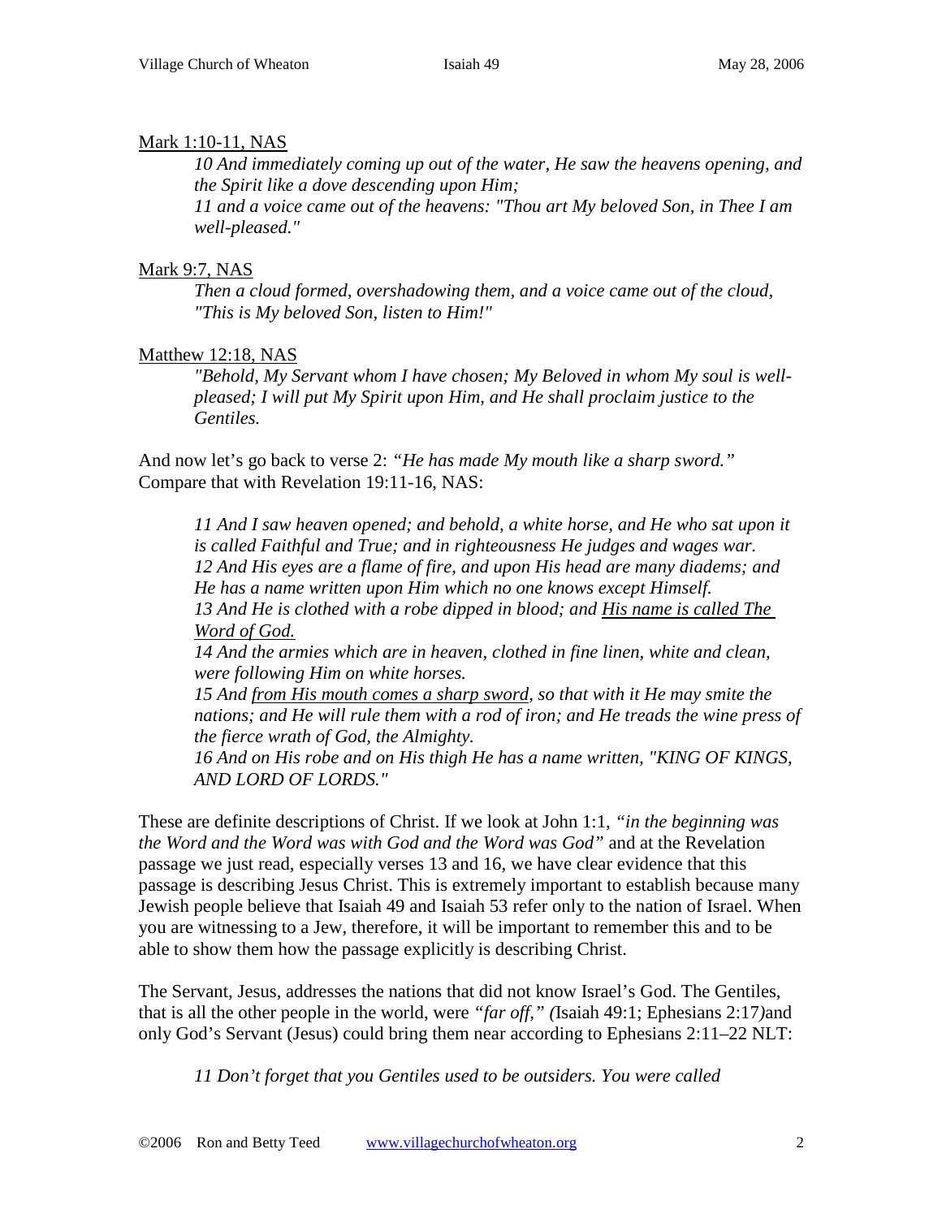Mark 1:10-11, NAS

> *10 And immediately coming up out of the water, He saw the heavens opening, and the Spirit like a dove descending upon Him;*
> *11 and a voice came out of the heavens: "Thou art My beloved Son, in Thee I am well-pleased."*

Mark 9:7, NAS

> *Then a cloud formed, overshadowing them, and a voice came out of the cloud, "This is My beloved Son, listen to Him!"*

Matthew 12:18, NAS

> *"Behold, My Servant whom I have chosen; My Beloved in whom My soul is well-pleased; I will put My Spirit upon Him, and He shall proclaim justice to the Gentiles.*

And now let's go back to verse 2: *"He has made My mouth like a sharp sword."* Compare that with Revelation 19:11-16, NAS:

> *11 And I saw heaven opened; and behold, a white horse, and He who sat upon it is called Faithful and True; and in righteousness He judges and wages war.*
> *12 And His eyes are a flame of fire, and upon His head are many diadems; and He has a name written upon Him which no one knows except Himself.*
> *13 And He is clothed with a robe dipped in blood; and His name is called The Word of God.*
> *14 And the armies which are in heaven, clothed in fine linen, white and clean, were following Him on white horses.*
> *15 And from His mouth comes a sharp sword, so that with it He may smite the nations; and He will rule them with a rod of iron; and He treads the wine press of the fierce wrath of God, the Almighty.*
> *16 And on His robe and on His thigh He has a name written, "KING OF KINGS, AND LORD OF LORDS."*

These are definite descriptions of Christ. If we look at John 1:1, *"in the beginning was the Word and the Word was with God and the Word was God"* and at the Revelation passage we just read, especially verses 13 and 16, we have clear evidence that this passage is describing Jesus Christ. This is extremely important to establish because many Jewish people believe that Isaiah 49 and Isaiah 53 refer only to the nation of Israel. When you are witnessing to a Jew, therefore, it will be important to remember this and to be able to show them how the passage explicitly is describing Christ.

The Servant, Jesus, addresses the nations that did not know Israel's God. The Gentiles, that is all the other people in the world, were *"far off," (*Isaiah 49:1; Ephesians 2:17*)*and only God's Servant (Jesus) could bring them near according to Ephesians 2:11–22 NLT:

> *11 Don't forget that you Gentiles used to be outsiders. You were called*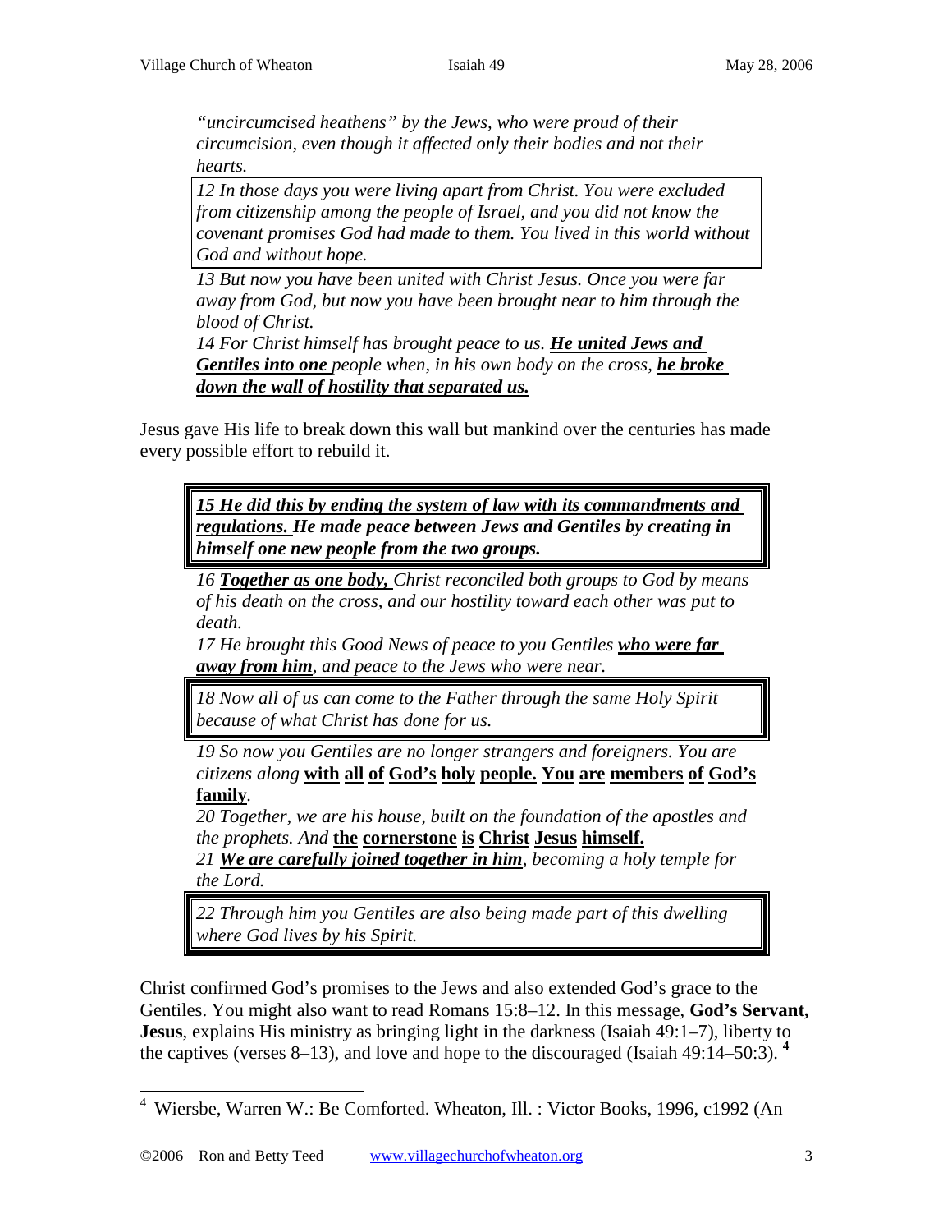*"uncircumcised heathens" by the Jews, who were proud of their circumcision, even though it affected only their bodies and not their hearts.*

> *12 In those days you were living apart from Christ. You were excluded from citizenship among the people of Israel, and you did not know the covenant promises God had made to them. You lived in this world without God and without hope.*

*13 But now you have been united with Christ Jesus. Once you were far away from God, but now you have been brought near to him through the blood of Christ.*

*14 For Christ himself has brought peace to us.* ***He united Jews and Gentiles into one*** *people when, in his own body on the cross,* ***he broke down the wall of hostility that separated us.***

Jesus gave His life to break down this wall but mankind over the centuries has made every possible effort to rebuild it.

> ***15 He did this by ending the system of law with its commandments and regulations. He made peace between Jews and Gentiles by creating in himself one new people from the two groups.***

*16* ***Together as one body,*** *Christ reconciled both groups to God by means of his death on the cross, and our hostility toward each other was put to death.*

*17 He brought this Good News of peace to you Gentiles* ***who were far away from him****, and peace to the Jews who were near.*

> *18 Now all of us can come to the Father through the same Holy Spirit because of what Christ has done for us.*

*19 So now you Gentiles are no longer strangers and foreigners. You are citizens along* **with all of God's holy people. You are members of God's family**.

*20 Together, we are his house, built on the foundation of the apostles and the prophets. And* **the cornerstone is Christ Jesus himself.**

*21* ***We are carefully joined together in him****, becoming a holy temple for the Lord.*

> *22 Through him you Gentiles are also being made part of this dwelling where God lives by his Spirit.*

Christ confirmed God's promises to the Jews and also extended God's grace to the Gentiles. You might also want to read Romans 15:8–12. In this message, **God's Servant, Jesus**, explains His ministry as bringing light in the darkness (Isaiah 49:1–7), liberty to the captives (verses 8–13), and love and hope to the discouraged (Isaiah 49:14–50:3). [4]

---

[4] Wiersbe, Warren W.: Be Comforted. Wheaton, Ill. : Victor Books, 1996, c1992 (An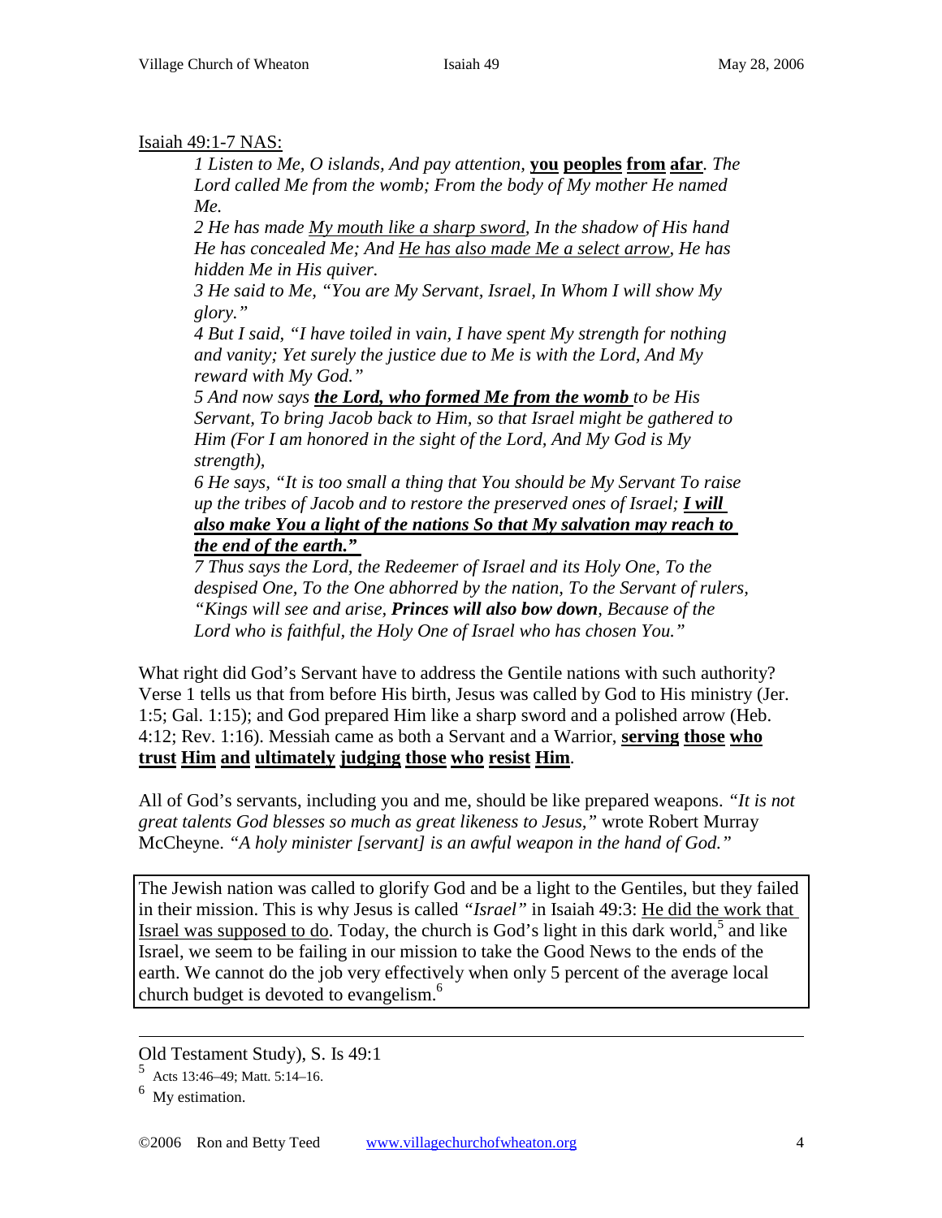Isaiah 49:1-7 NAS:

> *1 Listen to Me, O islands, And pay attention,* **you peoples from afar**. *The Lord called Me from the womb; From the body of My mother He named Me.*
>
> *2 He has made My mouth like a sharp sword, In the shadow of His hand He has concealed Me; And He has also made Me a select arrow, He has hidden Me in His quiver.*
>
> *3 He said to Me, "You are My Servant, Israel, In Whom I will show My glory."*
>
> *4 But I said, "I have toiled in vain, I have spent My strength for nothing and vanity; Yet surely the justice due to Me is with the Lord, And My reward with My God."*
>
> *5 And now says* ***the Lord, who formed Me from the womb*** *to be His Servant, To bring Jacob back to Him, so that Israel might be gathered to Him (For I am honored in the sight of the Lord, And My God is My strength),*
>
> *6 He says, "It is too small a thing that You should be My Servant To raise up the tribes of Jacob and to restore the preserved ones of Israel;* ***I will also make You a light of the nations So that My salvation may reach to the end of the earth."***
>
> *7 Thus says the Lord, the Redeemer of Israel and its Holy One, To the despised One, To the One abhorred by the nation, To the Servant of rulers, "Kings will see and arise,* ***Princes will also bow down****, Because of the Lord who is faithful, the Holy One of Israel who has chosen You."*

What right did God's Servant have to address the Gentile nations with such authority? Verse 1 tells us that from before His birth, Jesus was called by God to His ministry (Jer. 1:5; Gal. 1:15); and God prepared Him like a sharp sword and a polished arrow (Heb. 4:12; Rev. 1:16). Messiah came as both a Servant and a Warrior, **serving those who trust Him and ultimately judging those who resist Him**.

All of God's servants, including you and me, should be like prepared weapons. *"It is not great talents God blesses so much as great likeness to Jesus,"* wrote Robert Murray McCheyne. *"A holy minister [servant] is an awful weapon in the hand of God."*

The Jewish nation was called to glorify God and be a light to the Gentiles, but they failed in their mission. This is why Jesus is called *"Israel"* in Isaiah 49:3: He did the work that Israel was supposed to do. Today, the church is God's light in this dark world,[5] and like Israel, we seem to be failing in our mission to take the Good News to the ends of the earth. We cannot do the job very effectively when only 5 percent of the average local church budget is devoted to evangelism.[6]

---

Old Testament Study), S. Is 49:1

[5] Acts 13:46–49; Matt. 5:14–16.

[6] My estimation.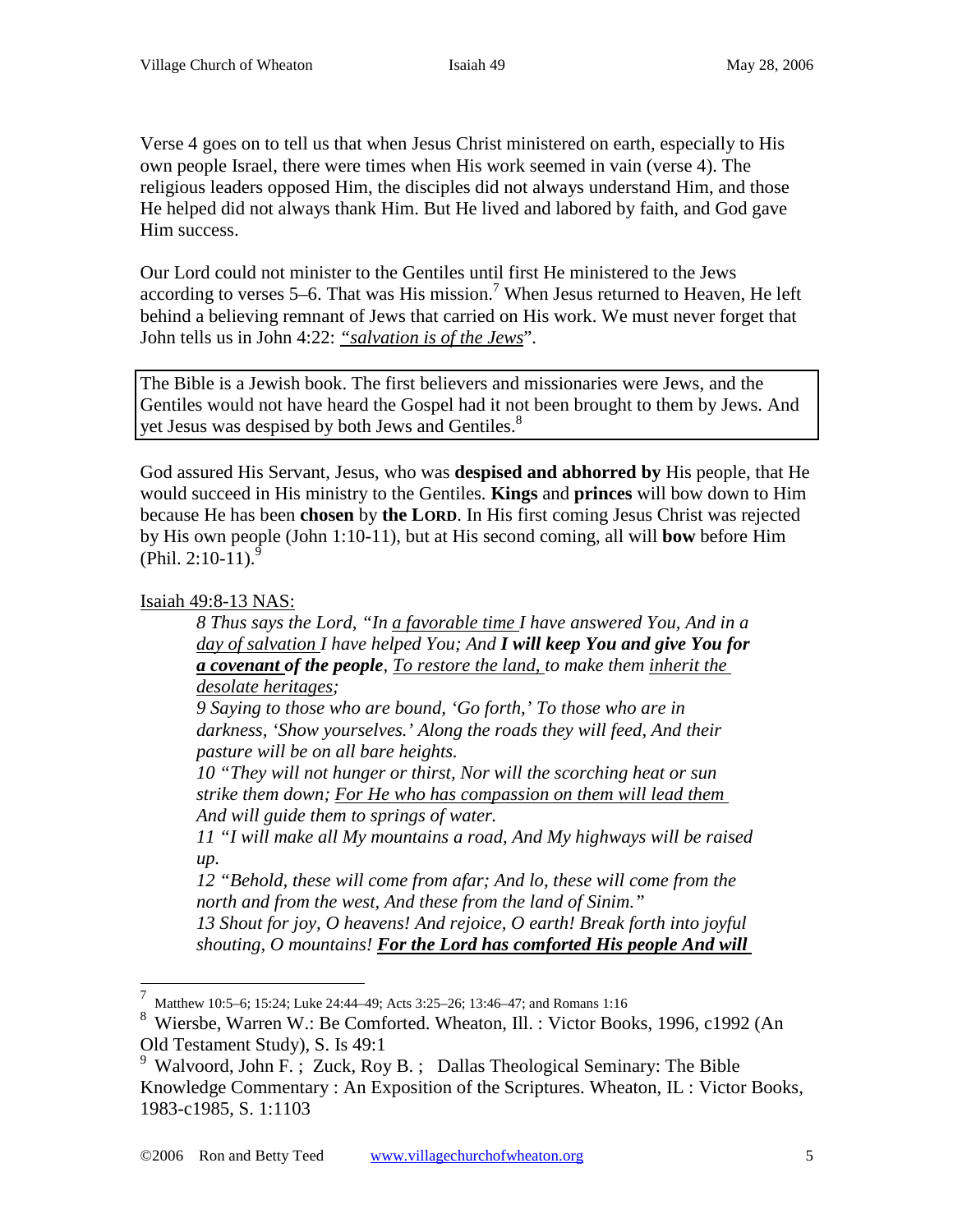Verse 4 goes on to tell us that when Jesus Christ ministered on earth, especially to His own people Israel, there were times when His work seemed in vain (verse 4). The religious leaders opposed Him, the disciples did not always understand Him, and those He helped did not always thank Him. But He lived and labored by faith, and God gave Him success.

Our Lord could not minister to the Gentiles until first He ministered to the Jews according to verses 5–6. That was His mission.[7] When Jesus returned to Heaven, He left behind a believing remnant of Jews that carried on His work. We must never forget that John tells us in John 4:22: *"salvation is of the Jews*".

> The Bible is a Jewish book. The first believers and missionaries were Jews, and the Gentiles would not have heard the Gospel had it not been brought to them by Jews. And yet Jesus was despised by both Jews and Gentiles.[8]

God assured His Servant, Jesus, who was **despised and abhorred by** His people, that He would succeed in His ministry to the Gentiles. **Kings** and **princes** will bow down to Him because He has been **chosen** by **the LORD**. In His first coming Jesus Christ was rejected by His own people (John 1:10-11), but at His second coming, all will **bow** before Him (Phil. 2:10-11).[9]

Isaiah 49:8-13 NAS:

> *8 Thus says the Lord, "In a favorable time I have answered You, And in a day of salvation I have helped You; And **I will keep You and give You for a covenant of the people**, To restore the land, to make them inherit the desolate heritages;*
> *9 Saying to those who are bound, 'Go forth,' To those who are in darkness, 'Show yourselves.' Along the roads they will feed, And their pasture will be on all bare heights.*
> *10 "They will not hunger or thirst, Nor will the scorching heat or sun strike them down; For He who has compassion on them will lead them And will guide them to springs of water.*
> *11 "I will make all My mountains a road, And My highways will be raised up.*
> *12 "Behold, these will come from afar; And lo, these will come from the north and from the west, And these from the land of Sinim."*
> *13 Shout for joy, O heavens! And rejoice, O earth! Break forth into joyful shouting, O mountains! **For the Lord has comforted His people And will***

---

[7] Matthew 10:5–6; 15:24; Luke 24:44–49; Acts 3:25–26; 13:46–47; and Romans 1:16

[8] Wiersbe, Warren W.: Be Comforted. Wheaton, Ill. : Victor Books, 1996, c1992 (An Old Testament Study), S. Is 49:1

[9] Walvoord, John F. ; Zuck, Roy B. ; Dallas Theological Seminary: The Bible Knowledge Commentary : An Exposition of the Scriptures. Wheaton, IL : Victor Books, 1983-c1985, S. 1:1103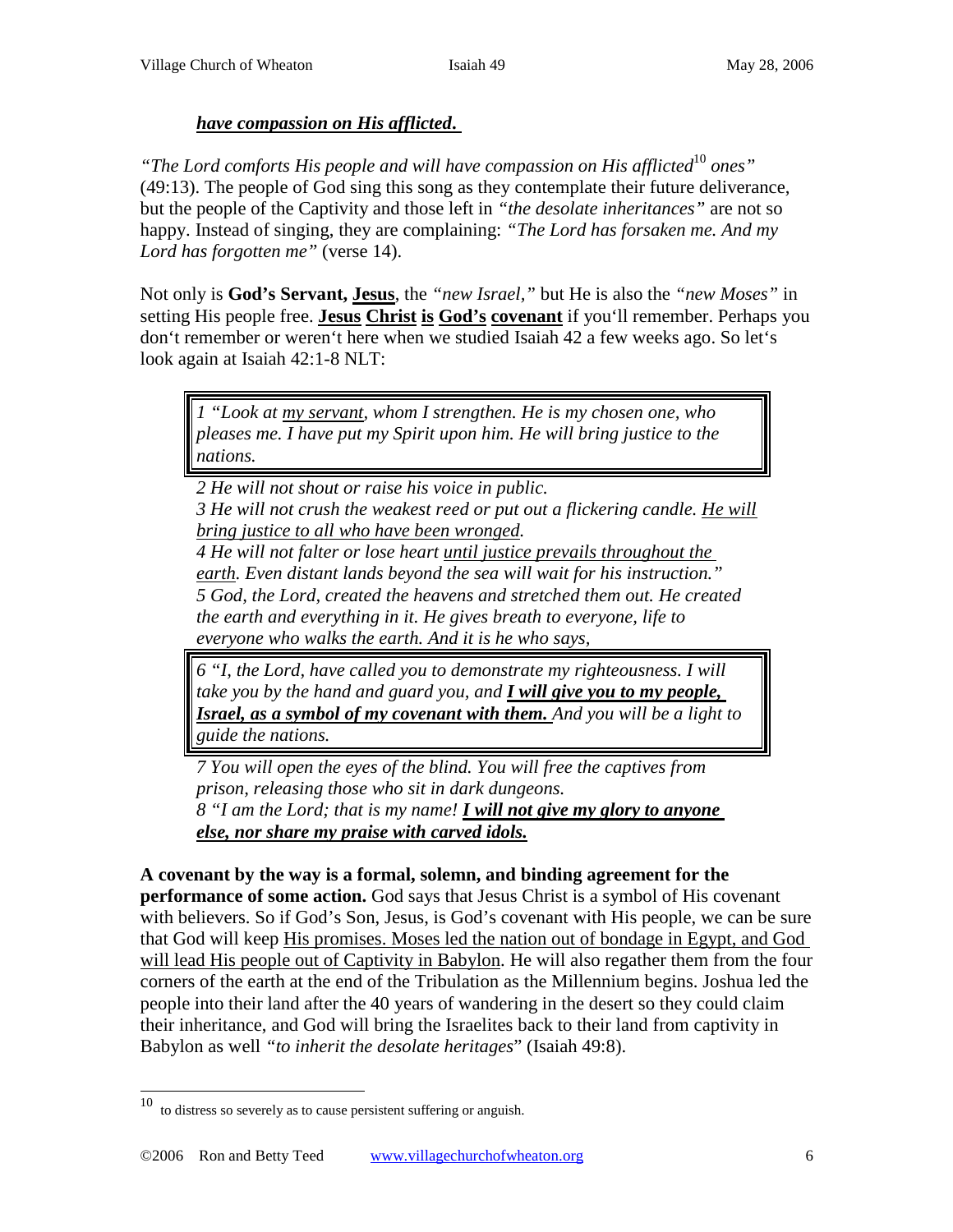***<u>have compassion on His afflicted.</u>***

*"The Lord comforts His people and will have compassion on His afflicted*[10] *ones"* (49:13). The people of God sing this song as they contemplate their future deliverance, but the people of the Captivity and those left in *"the desolate inheritances"* are not so happy. Instead of singing, they are complaining: *"The Lord has forsaken me. And my Lord has forgotten me"* (verse 14).

Not only is **God's Servant, <u>Jesus</u>**, the *"new Israel,"* but He is also the *"new Moses"* in setting His people free. **<u>Jesus</u> <u>Christ</u> <u>is</u> <u>God's</u> <u>covenant</u>** if you'll remember. Perhaps you don't remember or weren't here when we studied Isaiah 42 a few weeks ago. So let's look again at Isaiah 42:1-8 NLT:

> *1 "Look at <u>my servant</u>, whom I strengthen. He is my chosen one, who pleases me. I have put my Spirit upon him. He will bring justice to the nations.*
>
> *2 He will not shout or raise his voice in public.*
> *3 He will not crush the weakest reed or put out a flickering candle. <u>He will bring justice to all who have been wronged</u>.*
> *4 He will not falter or lose heart <u>until justice prevails throughout the earth</u>. Even distant lands beyond the sea will wait for his instruction."*
> *5 God, the Lord, created the heavens and stretched them out. He created the earth and everything in it. He gives breath to everyone, life to everyone who walks the earth. And it is he who says,*
>
> *6 "I, the Lord, have called you to demonstrate my righteousness. I will take you by the hand and guard you, and **<u>I will give you to my people, Israel, as a symbol of my covenant with them.</u>** And you will be a light to guide the nations.*
>
> *7 You will open the eyes of the blind. You will free the captives from prison, releasing those who sit in dark dungeons.*
> *8 "I am the Lord; that is my name! **<u>I will not give my glory to anyone else, nor share my praise with carved idols.</u>***

**A covenant by the way is a formal, solemn, and binding agreement for the performance of some action.** God says that Jesus Christ is a symbol of His covenant with believers. So if God's Son, Jesus, is God's covenant with His people, we can be sure that God will keep <u>His promises. Moses led the nation out of bondage in Egypt, and God will lead His people out of Captivity in Babylon</u>. He will also regather them from the four corners of the earth at the end of the Tribulation as the Millennium begins. Joshua led the people into their land after the 40 years of wandering in the desert so they could claim their inheritance, and God will bring the Israelites back to their land from captivity in Babylon as well *"to inherit the desolate heritages*" (Isaiah 49:8).

---

[10] to distress so severely as to cause persistent suffering or anguish.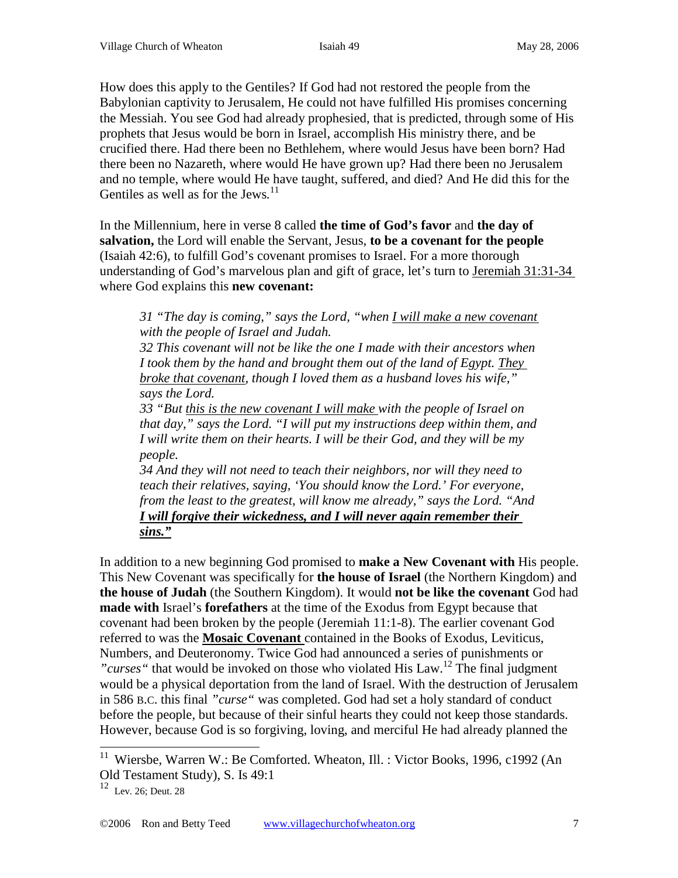How does this apply to the Gentiles? If God had not restored the people from the Babylonian captivity to Jerusalem, He could not have fulfilled His promises concerning the Messiah. You see God had already prophesied, that is predicted, through some of His prophets that Jesus would be born in Israel, accomplish His ministry there, and be crucified there. Had there been no Bethlehem, where would Jesus have been born? Had there been no Nazareth, where would He have grown up? Had there been no Jerusalem and no temple, where would He have taught, suffered, and died? And He did this for the Gentiles as well as for the Jews.[11]

In the Millennium, here in verse 8 called **the time of God's favor** and **the day of salvation,** the Lord will enable the Servant, Jesus, **to be a covenant for the people** (Isaiah 42:6), to fulfill God's covenant promises to Israel. For a more thorough understanding of God's marvelous plan and gift of grace, let's turn to Jeremiah 31:31-34 where God explains this **new covenant:**

> *31 "The day is coming," says the Lord, "when I will make a new covenant with the people of Israel and Judah.*
> *32 This covenant will not be like the one I made with their ancestors when I took them by the hand and brought them out of the land of Egypt. They broke that covenant, though I loved them as a husband loves his wife," says the Lord.*
> *33 "But this is the new covenant I will make with the people of Israel on that day," says the Lord. "I will put my instructions deep within them, and I will write them on their hearts. I will be their God, and they will be my people.*
> *34 And they will not need to teach their neighbors, nor will they need to teach their relatives, saying, 'You should know the Lord.' For everyone, from the least to the greatest, will know me already," says the Lord. "And* ***I will forgive their wickedness, and I will never again remember their sins."***

In addition to a new beginning God promised to **make a New Covenant with** His people. This New Covenant was specifically for **the house of Israel** (the Northern Kingdom) and **the house of Judah** (the Southern Kingdom). It would **not be like the covenant** God had **made with** Israel's **forefathers** at the time of the Exodus from Egypt because that covenant had been broken by the people (Jeremiah 11:1-8). The earlier covenant God referred to was the **Mosaic Covenant** contained in the Books of Exodus, Leviticus, Numbers, and Deuteronomy. Twice God had announced a series of punishments or *"curses"* that would be invoked on those who violated His Law.[12] The final judgment would be a physical deportation from the land of Israel. With the destruction of Jerusalem in 586 B.C. this final *"curse"* was completed. God had set a holy standard of conduct before the people, but because of their sinful hearts they could not keep those standards. However, because God is so forgiving, loving, and merciful He had already planned the

---

[11] Wiersbe, Warren W.: Be Comforted. Wheaton, Ill. : Victor Books, 1996, c1992 (An Old Testament Study), S. Is 49:1

[12] Lev. 26; Deut. 28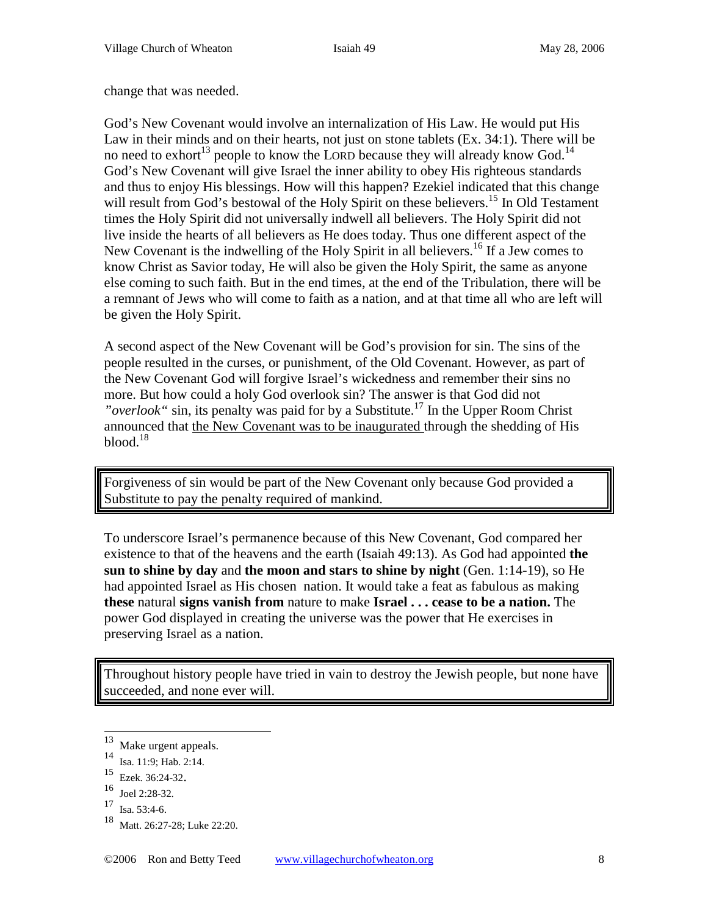change that was needed.

God's New Covenant would involve an internalization of His Law. He would put His Law in their minds and on their hearts, not just on stone tablets (Ex. 34:1). There will be no need to exhort[13] people to know the LORD because they will already know God.[14] God's New Covenant will give Israel the inner ability to obey His righteous standards and thus to enjoy His blessings. How will this happen? Ezekiel indicated that this change will result from God's bestowal of the Holy Spirit on these believers.[15] In Old Testament times the Holy Spirit did not universally indwell all believers. The Holy Spirit did not live inside the hearts of all believers as He does today. Thus one different aspect of the New Covenant is the indwelling of the Holy Spirit in all believers.[16] If a Jew comes to know Christ as Savior today, He will also be given the Holy Spirit, the same as anyone else coming to such faith. But in the end times, at the end of the Tribulation, there will be a remnant of Jews who will come to faith as a nation, and at that time all who are left will be given the Holy Spirit.

A second aspect of the New Covenant will be God's provision for sin. The sins of the people resulted in the curses, or punishment, of the Old Covenant. However, as part of the New Covenant God will forgive Israel's wickedness and remember their sins no more. But how could a holy God overlook sin? The answer is that God did not *"overlook"* sin, its penalty was paid for by a Substitute.[17] In the Upper Room Christ announced that the New Covenant was to be inaugurated through the shedding of His blood.[18]

> Forgiveness of sin would be part of the New Covenant only because God provided a Substitute to pay the penalty required of mankind.

To underscore Israel's permanence because of this New Covenant, God compared her existence to that of the heavens and the earth (Isaiah 49:13). As God had appointed **the sun to shine by day** and **the moon and stars to shine by night** (Gen. 1:14-19), so He had appointed Israel as His chosen nation. It would take a feat as fabulous as making **these** natural **signs vanish from** nature to make **Israel . . . cease to be a nation.** The power God displayed in creating the universe was the power that He exercises in preserving Israel as a nation.

> Throughout history people have tried in vain to destroy the Jewish people, but none have succeeded, and none ever will.

---

[13] Make urgent appeals.

[14] Isa. 11:9; Hab. 2:14.

[15] Ezek. 36:24-32.

[16] Joel 2:28-32.

[17] Isa. 53:4-6.

[18] Matt. 26:27-28; Luke 22:20.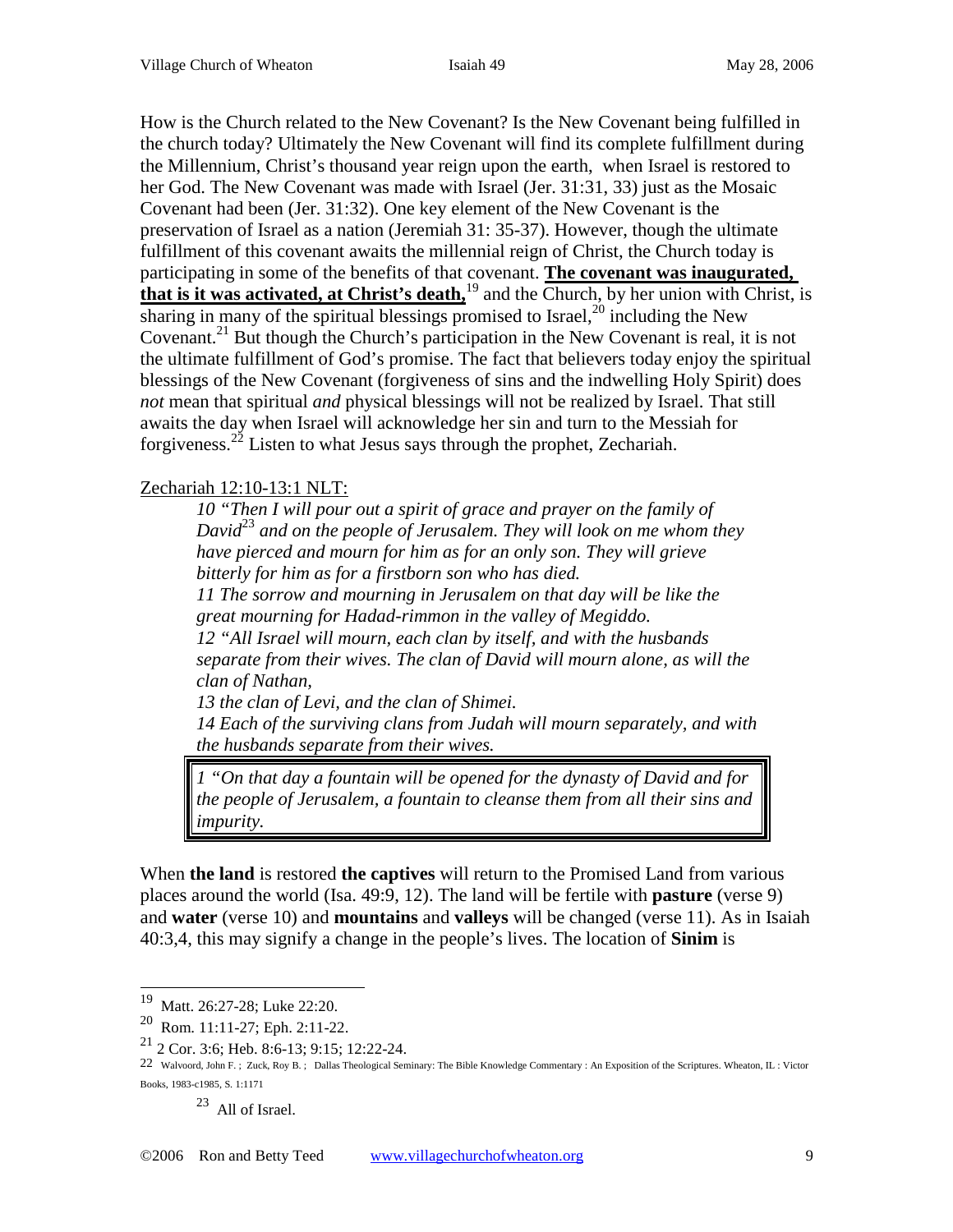How is the Church related to the New Covenant? Is the New Covenant being fulfilled in the church today? Ultimately the New Covenant will find its complete fulfillment during the Millennium, Christ's thousand year reign upon the earth, when Israel is restored to her God. The New Covenant was made with Israel (Jer. 31:31, 33) just as the Mosaic Covenant had been (Jer. 31:32). One key element of the New Covenant is the preservation of Israel as a nation (Jeremiah 31: 35-37). However, though the ultimate fulfillment of this covenant awaits the millennial reign of Christ, the Church today is participating in some of the benefits of that covenant. **The covenant was inaugurated, that is it was activated, at Christ's death,**[19] and the Church, by her union with Christ, is sharing in many of the spiritual blessings promised to Israel,[20] including the New Covenant.[21] But though the Church's participation in the New Covenant is real, it is not the ultimate fulfillment of God's promise. The fact that believers today enjoy the spiritual blessings of the New Covenant (forgiveness of sins and the indwelling Holy Spirit) does *not* mean that spiritual *and* physical blessings will not be realized by Israel. That still awaits the day when Israel will acknowledge her sin and turn to the Messiah for forgiveness.[22] Listen to what Jesus says through the prophet, Zechariah.

Zechariah 12:10-13:1 NLT:

> *10 "Then I will pour out a spirit of grace and prayer on the family of David*[23] *and on the people of Jerusalem. They will look on me whom they have pierced and mourn for him as for an only son. They will grieve bitterly for him as for a firstborn son who has died.*
> *11 The sorrow and mourning in Jerusalem on that day will be like the great mourning for Hadad-rimmon in the valley of Megiddo.*
> *12 "All Israel will mourn, each clan by itself, and with the husbands separate from their wives. The clan of David will mourn alone, as will the clan of Nathan,*
> *13 the clan of Levi, and the clan of Shimei.*
> *14 Each of the surviving clans from Judah will mourn separately, and with the husbands separate from their wives.*
>
> *1 "On that day a fountain will be opened for the dynasty of David and for the people of Jerusalem, a fountain to cleanse them from all their sins and impurity.*

When **the land** is restored **the captives** will return to the Promised Land from various places around the world (Isa. 49:9, 12). The land will be fertile with **pasture** (verse 9) and **water** (verse 10) and **mountains** and **valleys** will be changed (verse 11). As in Isaiah 40:3,4, this may signify a change in the people's lives. The location of **Sinim** is

---

[19] Matt. 26:27-28; Luke 22:20.

[20] Rom. 11:11-27; Eph. 2:11-22.

[21] 2 Cor. 3:6; Heb. 8:6-13; 9:15; 12:22-24.

[22] Walvoord, John F. ; Zuck, Roy B. ; Dallas Theological Seminary: The Bible Knowledge Commentary : An Exposition of the Scriptures. Wheaton, IL : Victor Books, 1983-c1985, S. 1:1171

[23] All of Israel.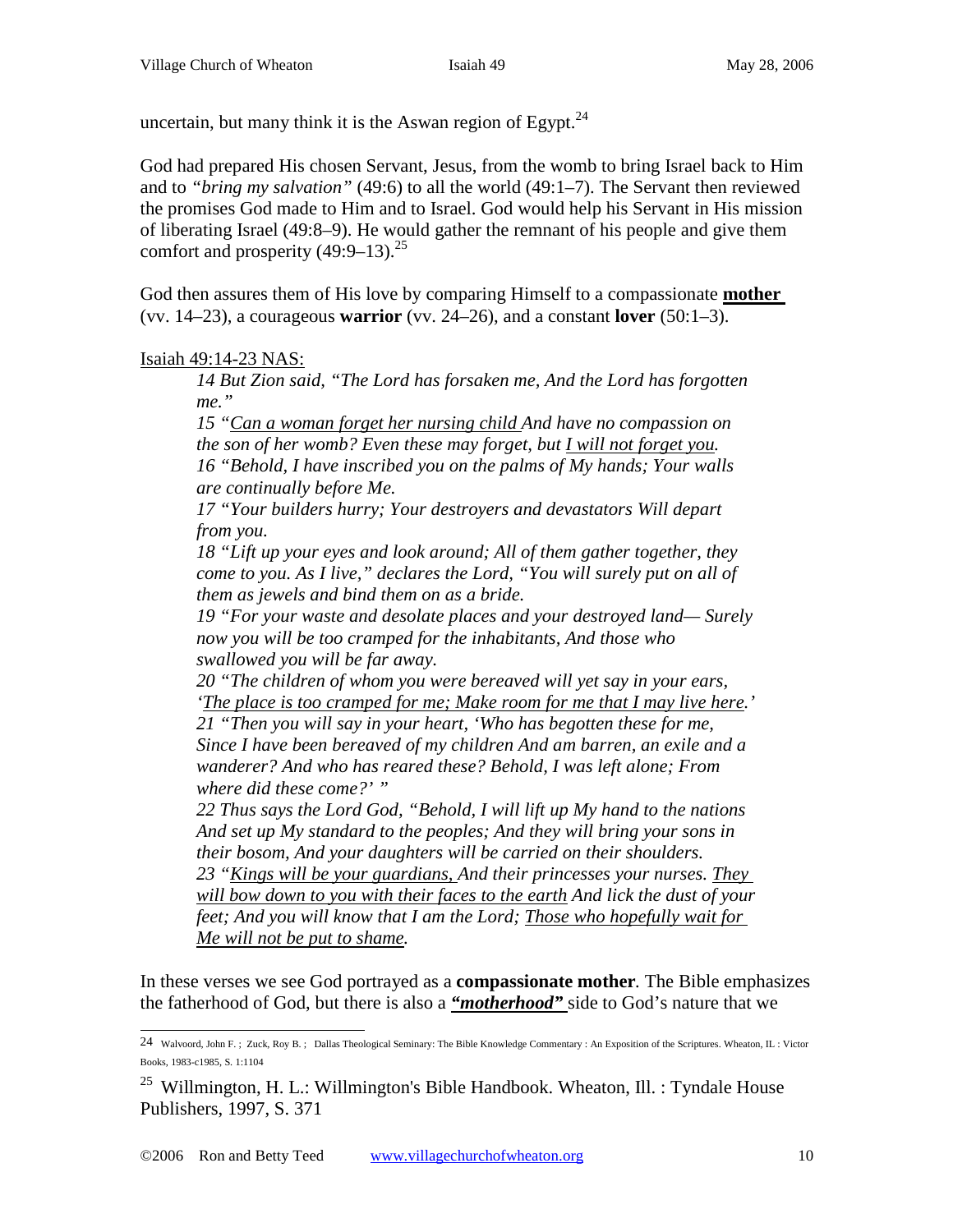uncertain, but many think it is the Aswan region of Egypt.[24]

God had prepared His chosen Servant, Jesus, from the womb to bring Israel back to Him and to *"bring my salvation"* (49:6) to all the world (49:1–7). The Servant then reviewed the promises God made to Him and to Israel. God would help his Servant in His mission of liberating Israel (49:8–9). He would gather the remnant of his people and give them comfort and prosperity (49:9–13).[25]

God then assures them of His love by comparing Himself to a compassionate <u>**mother**</u> (vv. 14–23), a courageous **warrior** (vv. 24–26), and a constant **lover** (50:1–3).

<u>Isaiah 49:14-23 NAS:</u>

> *14 But Zion said, "The Lord has forsaken me, And the Lord has forgotten me."*
> *15 "<u>Can a woman forget her nursing child</u> And have no compassion on the son of her womb? Even these may forget, but <u>I will not forget you</u>.*
> *16 "Behold, I have inscribed you on the palms of My hands; Your walls are continually before Me.*
> *17 "Your builders hurry; Your destroyers and devastators Will depart from you.*
> *18 "Lift up your eyes and look around; All of them gather together, they come to you. As I live," declares the Lord, "You will surely put on all of them as jewels and bind them on as a bride.*
> *19 "For your waste and desolate places and your destroyed land— Surely now you will be too cramped for the inhabitants, And those who swallowed you will be far away.*
> *20 "The children of whom you were bereaved will yet say in your ears, '<u>The place is too cramped for me; Make room for me that I may live here</u>.'*
> *21 "Then you will say in your heart, 'Who has begotten these for me, Since I have been bereaved of my children And am barren, an exile and a wanderer? And who has reared these? Behold, I was left alone; From where did these come?' "*
> *22 Thus says the Lord God, "Behold, I will lift up My hand to the nations And set up My standard to the peoples; And they will bring your sons in their bosom, And your daughters will be carried on their shoulders.*
> *23 "<u>Kings will be your guardians,</u> And their princesses your nurses. <u>They will bow down to you with their faces to the earth</u> And lick the dust of your feet; And you will know that I am the Lord; <u>Those who hopefully wait for Me will not be put to shame</u>.*

In these verses we see God portrayed as a **compassionate mother**. The Bible emphasizes the fatherhood of God, but there is also a <u>***"motherhood"***</u> side to God's nature that we

---

[24] Walvoord, John F. ; Zuck, Roy B. ; Dallas Theological Seminary: The Bible Knowledge Commentary : An Exposition of the Scriptures. Wheaton, IL : Victor Books, 1983-c1985, S. 1:1104

[25] Willmington, H. L.: Willmington's Bible Handbook. Wheaton, Ill. : Tyndale House Publishers, 1997, S. 371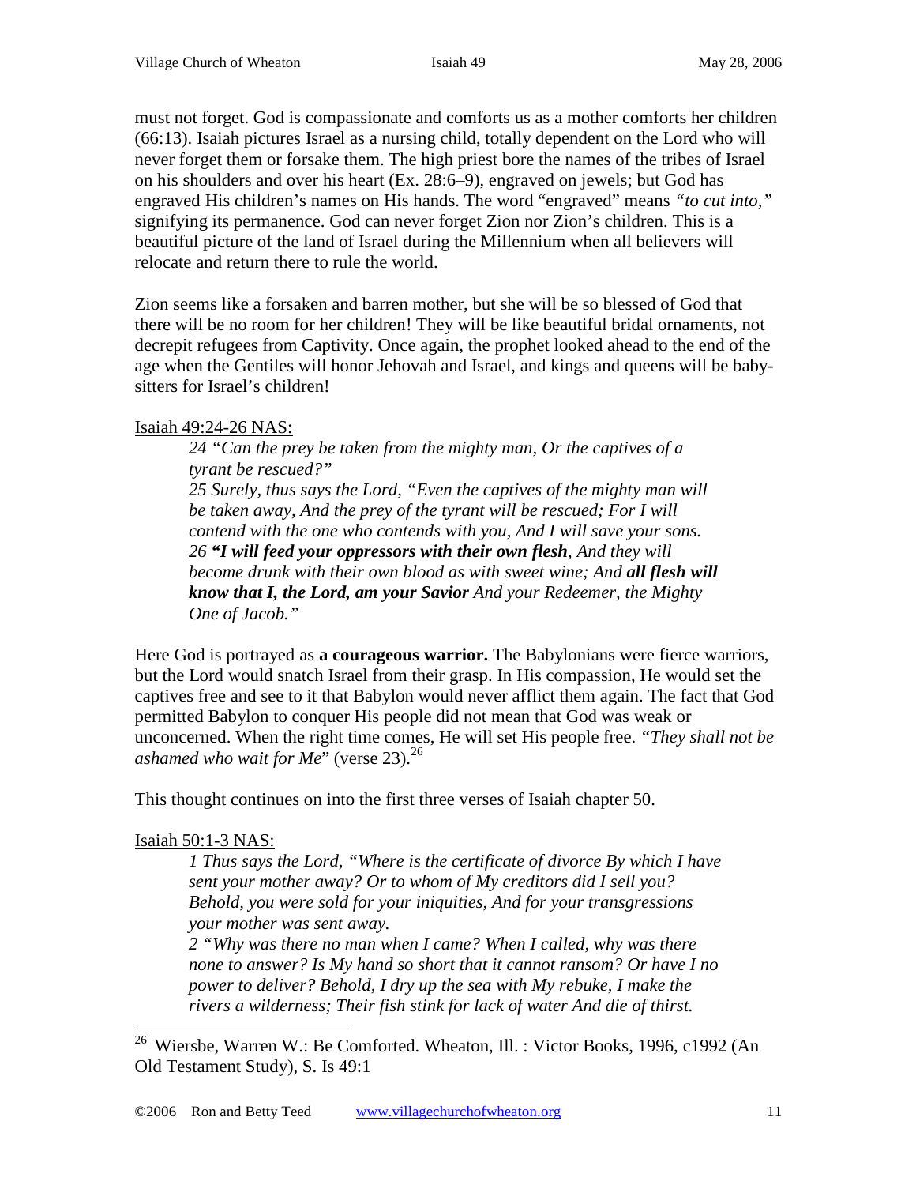must not forget. God is compassionate and comforts us as a mother comforts her children (66:13). Isaiah pictures Israel as a nursing child, totally dependent on the Lord who will never forget them or forsake them. The high priest bore the names of the tribes of Israel on his shoulders and over his heart (Ex. 28:6–9), engraved on jewels; but God has engraved His children's names on His hands. The word "engraved" means *"to cut into,"* signifying its permanence. God can never forget Zion nor Zion's children. This is a beautiful picture of the land of Israel during the Millennium when all believers will relocate and return there to rule the world.

Zion seems like a forsaken and barren mother, but she will be so blessed of God that there will be no room for her children! They will be like beautiful bridal ornaments, not decrepit refugees from Captivity. Once again, the prophet looked ahead to the end of the age when the Gentiles will honor Jehovah and Israel, and kings and queens will be baby-sitters for Israel's children!

<u>Isaiah 49:24-26 NAS:</u>

> *24 "Can the prey be taken from the mighty man, Or the captives of a tyrant be rescued?"*
> *25 Surely, thus says the Lord, "Even the captives of the mighty man will be taken away, And the prey of the tyrant will be rescued; For I will contend with the one who contends with you, And I will save your sons.*
> *26* ***"I will feed your oppressors with their own flesh****, And they will become drunk with their own blood as with sweet wine; And* ***all flesh will know that I, the Lord, am your Savior*** *And your Redeemer, the Mighty One of Jacob."*

Here God is portrayed as **a courageous warrior.** The Babylonians were fierce warriors, but the Lord would snatch Israel from their grasp. In His compassion, He would set the captives free and see to it that Babylon would never afflict them again. The fact that God permitted Babylon to conquer His people did not mean that God was weak or unconcerned. When the right time comes, He will set His people free. *"They shall not be ashamed who wait for Me*" (verse 23).[26]

This thought continues on into the first three verses of Isaiah chapter 50.

<u>Isaiah 50:1-3 NAS:</u>

> *1 Thus says the Lord, "Where is the certificate of divorce By which I have sent your mother away? Or to whom of My creditors did I sell you? Behold, you were sold for your iniquities, And for your transgressions your mother was sent away.*
> *2 "Why was there no man when I came? When I called, why was there none to answer? Is My hand so short that it cannot ransom? Or have I no power to deliver? Behold, I dry up the sea with My rebuke, I make the rivers a wilderness; Their fish stink for lack of water And die of thirst.*

---

[26] Wiersbe, Warren W.: Be Comforted. Wheaton, Ill. : Victor Books, 1996, c1992 (An Old Testament Study), S. Is 49:1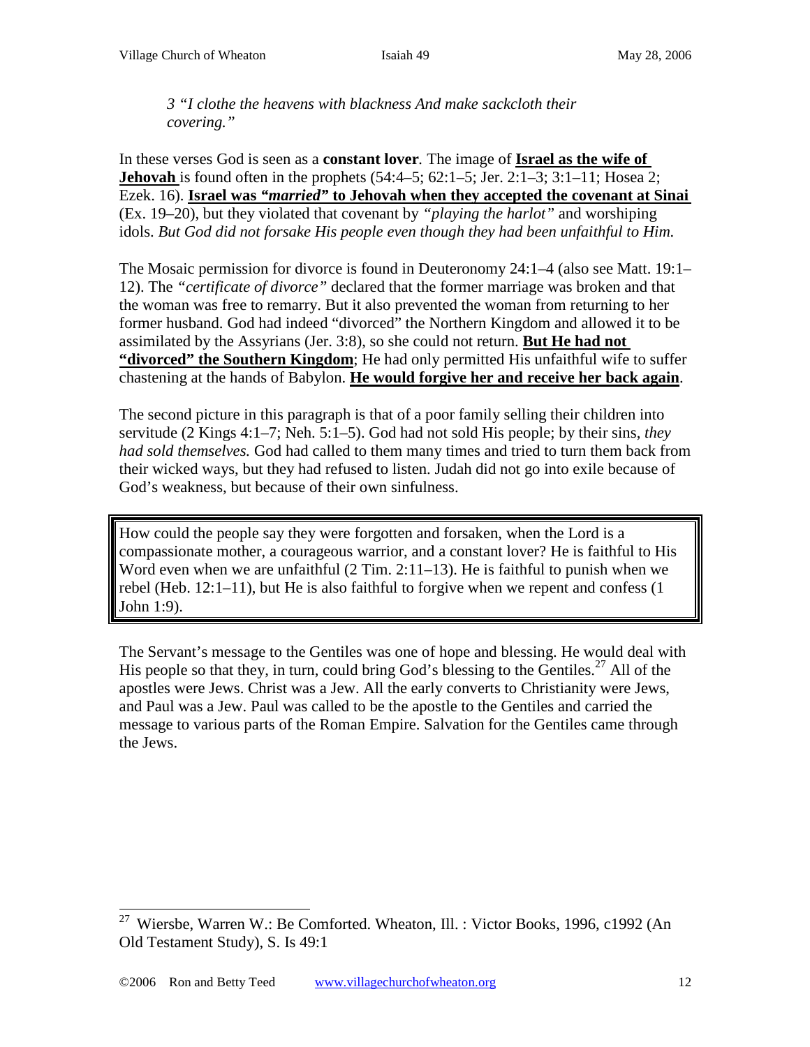*3 "I clothe the heavens with blackness And make sackcloth their covering."*

In these verses God is seen as a **constant lover**. The image of **<u>Israel as the wife of Jehovah</u>** is found often in the prophets (54:4–5; 62:1–5; Jer. 2:1–3; 3:1–11; Hosea 2; Ezek. 16). **<u>Israel was *"married"* to Jehovah when they accepted the covenant at Sinai</u>** (Ex. 19–20), but they violated that covenant by *"playing the harlot"* and worshiping idols. *But God did not forsake His people even though they had been unfaithful to Him.*

The Mosaic permission for divorce is found in Deuteronomy 24:1–4 (also see Matt. 19:1–12). The *"certificate of divorce"* declared that the former marriage was broken and that the woman was free to remarry. But it also prevented the woman from returning to her former husband. God had indeed "divorced" the Northern Kingdom and allowed it to be assimilated by the Assyrians (Jer. 3:8), so she could not return. **<u>But He had not "divorced" the Southern Kingdom</u>**; He had only permitted His unfaithful wife to suffer chastening at the hands of Babylon. **<u>He would forgive her and receive her back again</u>**.

The second picture in this paragraph is that of a poor family selling their children into servitude (2 Kings 4:1–7; Neh. 5:1–5). God had not sold His people; by their sins, *they had sold themselves.* God had called to them many times and tried to turn them back from their wicked ways, but they had refused to listen. Judah did not go into exile because of God's weakness, but because of their own sinfulness.

> How could the people say they were forgotten and forsaken, when the Lord is a compassionate mother, a courageous warrior, and a constant lover? He is faithful to His Word even when we are unfaithful (2 Tim. 2:11–13). He is faithful to punish when we rebel (Heb. 12:1–11), but He is also faithful to forgive when we repent and confess (1 John 1:9).

The Servant's message to the Gentiles was one of hope and blessing. He would deal with His people so that they, in turn, could bring God's blessing to the Gentiles.[27] All of the apostles were Jews. Christ was a Jew. All the early converts to Christianity were Jews, and Paul was a Jew. Paul was called to be the apostle to the Gentiles and carried the message to various parts of the Roman Empire. Salvation for the Gentiles came through the Jews.

---

[27] Wiersbe, Warren W.: Be Comforted. Wheaton, Ill. : Victor Books, 1996, c1992 (An Old Testament Study), S. Is 49:1